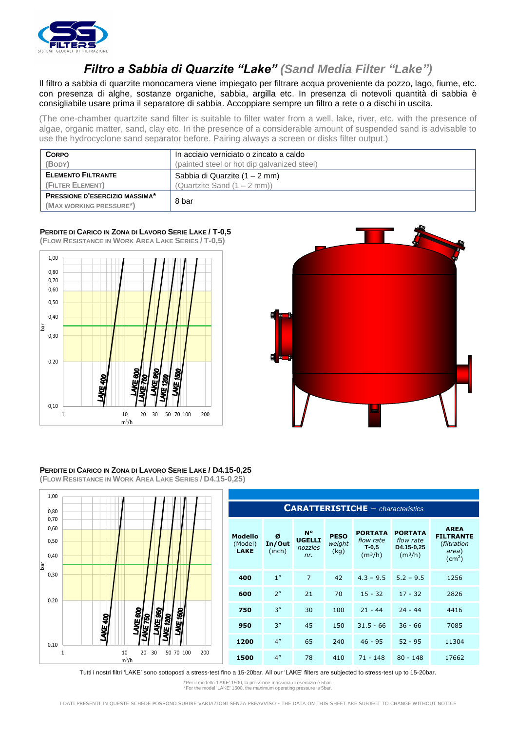# Filtro a Sabbia di Quarzite “Lake” *(Sand Media Filter “Lake”)*

Il filtro a sabbia di quarzite monocamera viene impiegato per filtrare acqua proveniente da pozzo, lago, fiume, etc. con presenza di alghe, sostanze organiche, sabbia, argilla etc. In presenza di notevoli quantità di sabbia è consigliabile usare prima il separatore di sabbia. Accoppiare sempre un filtro a rete o a dischi in uscita.

(The one-chamber quartzite sand filter is suitable to filter water from a well, lake, river, etc. with the presence of algae, organic matter, sand, clay etc. In the presence of a considerable amount of suspended sand is advisable to use the hydrocyclone sand separator before. Pairing always a screen or disks filter output.)

| | |
|---|---|
| **CORPO** (BODY) | In acciaio verniciato o zincato a caldo (painted steel or hot dip galvanized steel) |
| **ELEMENTO FILTRANTE** (FILTER ELEMENT) | Sabbia di Quarzite (1 – 2 mm) (Quartzite Sand (1 – 2 mm)) |
| **PRESSIONE D'ESERCIZIO MASSIMA*** (MAX WORKING PRESSURE*) | 8 bar |

**PERDITE DI CARICO IN ZONA DI LAVORO SERIE LAKE / T-0,5**
**(FLOW RESISTANCE IN WORK AREA LAKE SERIES / T-0,5)**

**PERDITE DI CARICO IN ZONA DI LAVORO SERIE LAKE / D4.15-0,25**
**(FLOW RESISTANCE IN WORK AREA LAKE SERIES / D4.15-0,25)**

**CARATTERISTICHE** – *characteristics*

| Modello (Model) LAKE | Ø In/Out (inch) | N° UGELLI *nozzles nr.* | PESO *weight* (kg) | PORTATA *flow rate* T-0,5 ($m^3$/h) | PORTATA *flow rate* D4.15-0,25 ($m^3$/h) | AREA FILTRANTE (*filtration area*) ($cm^2$) |
|---|---|---|---|---|---|---|
| **400** | 1” | 7 | 42 | 4.3 – 9.5 | 5.2 – 9.5 | 1256 |
| **600** | 2” | 21 | 70 | 15 - 32 | 17 - 32 | 2826 |
| **750** | 3” | 30 | 100 | 21 - 44 | 24 - 44 | 4416 |
| **950** | 3” | 45 | 150 | 31.5 - 66 | 36 - 66 | 7085 |
| **1200** | 4” | 65 | 240 | 46 - 95 | 52 - 95 | 11304 |
| **1500** | 4” | 78 | 410 | 71 - 148 | 80 - 148 | 17662 |

Tutti i nostri filtri 'LAKE' sono sottoposti a stress-test fino a 15-20bar. All our 'LAKE' filters are subjected to stress-test up to 15-20bar.

*Per il modello 'LAKE' 1500, la pressione massima di esercizio è 5bar.
*For the model 'LAKE' 1500, the maximum operating pressure is 5bar.

I DATI PRESENTI IN QUESTE SCHEDE POSSONO SUBIRE VARIAZIONI SENZA PREAVVISO - THE DATA ON THIS SHEET ARE SUBJECT TO CHANGE WITHOUT NOTICE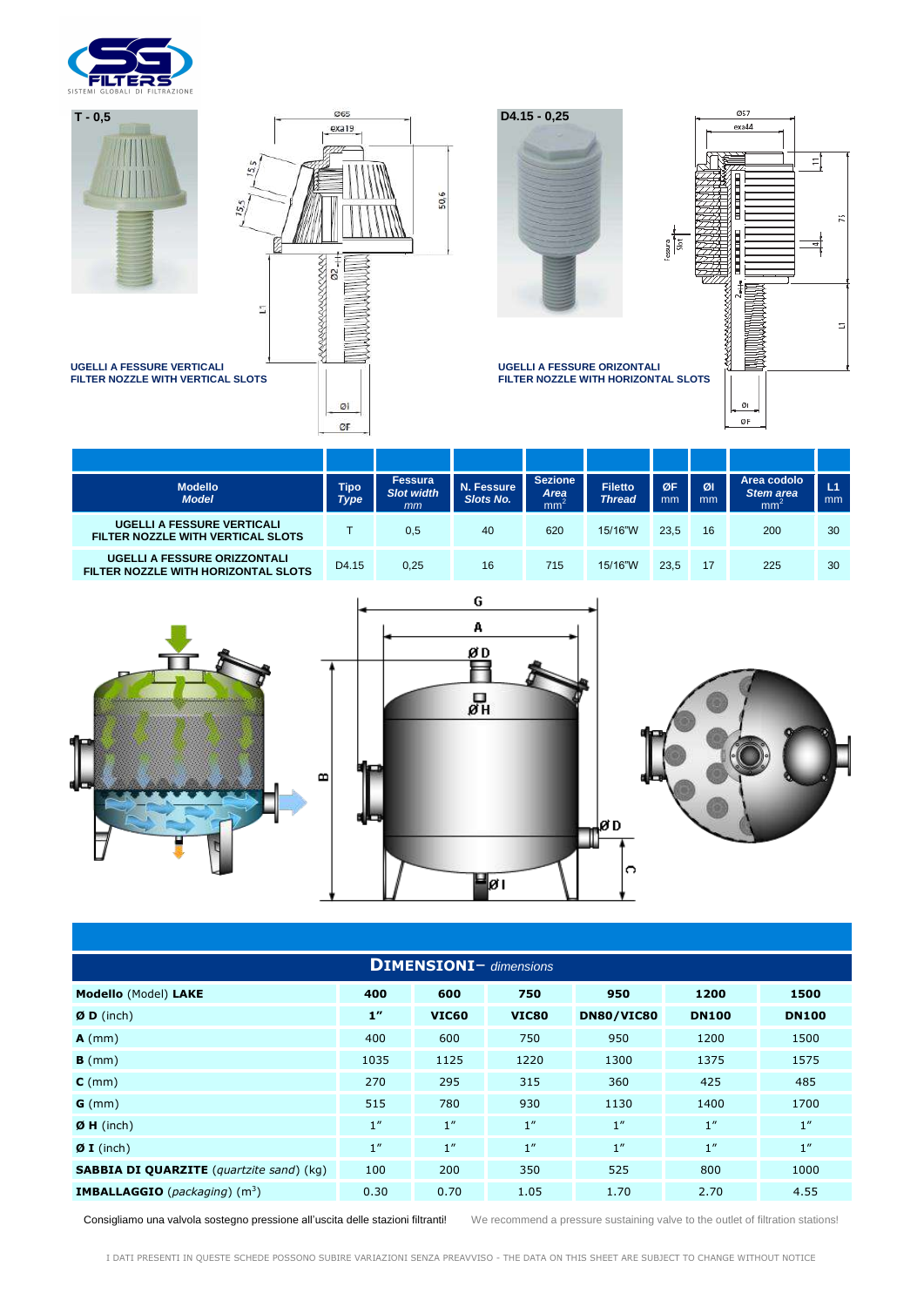**T - 0,5**

UGELLI A FESSURE VERTICALI
FILTER NOZZLE WITH VERTICAL SLOTS

**D4.15 - 0,25**

UGELLI A FESSURE ORIZZONTALI
FILTER NOZZLE WITH HORIZONTAL SLOTS

| Modello *Model* | Tipo *Type* | Fessura *Slot width* mm | N. Fessure *Slots No.* | Sezione *Area* mm² | Filetto *Thread* | ØF mm | ØI mm | Area codolo *Stem area* mm² | L1 mm |
|---|---|---|---|---|---|---|---|---|---|
| UGELLI A FESSURE VERTICALI FILTER NOZZLE WITH VERTICAL SLOTS | T | 0,5 | 40 | 620 | 15/16"W | 23,5 | 16 | 200 | 30 |
| UGELLI A FESSURE ORIZZONTALI FILTER NOZZLE WITH HORIZONTAL SLOTS | D4.15 | 0,25 | 16 | 715 | 15/16"W | 23,5 | 17 | 225 | 30 |

## DIMENSIONI – *dimensions*

| **Modello** (Model) **LAKE** | **400** | **600** | **750** | **950** | **1200** | **1500** |
|---|---|---|---|---|---|---|
| **Ø D** (inch) | **1"** | **VIC60** | **VIC80** | **DN80/VIC80** | **DN100** | **DN100** |
| **A** (mm) | 400 | 600 | 750 | 950 | 1200 | 1500 |
| **B** (mm) | 1035 | 1125 | 1220 | 1300 | 1375 | 1575 |
| **C** (mm) | 270 | 295 | 315 | 360 | 425 | 485 |
| **G** (mm) | 515 | 780 | 930 | 1130 | 1400 | 1700 |
| **Ø H** (inch) | 1" | 1" | 1" | 1" | 1" | 1" |
| **Ø I** (inch) | 1" | 1" | 1" | 1" | 1" | 1" |
| **SABBIA DI QUARZITE** (*quartzite sand*) (kg) | 100 | 200 | 350 | 525 | 800 | 1000 |
| **IMBALLAGGIO** (*packaging*) (m³) | 0.30 | 0.70 | 1.05 | 1.70 | 2.70 | 4.55 |

Consigliamo una valvola sostegno pressione all'uscita delle stazioni filtranti! We recommend a pressure sustaining valve to the outlet of filtration stations!

I DATI PRESENTI IN QUESTE SCHEDE POSSONO SUBIRE VARIAZIONI SENZA PREAVVISO - THE DATA ON THIS SHEET ARE SUBJECT TO CHANGE WITHOUT NOTICE